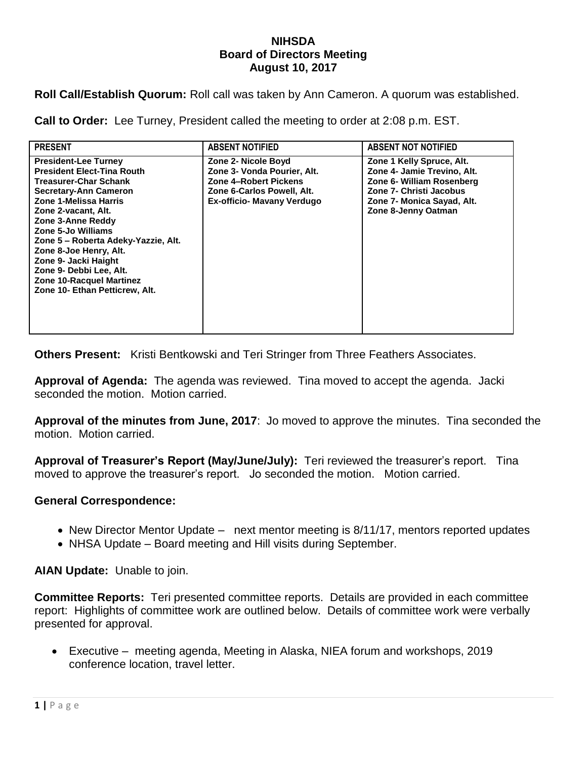# NIHSDA
## Board of Directors Meeting
## August 10, 2017

**Roll Call/Establish Quorum:** Roll call was taken by Ann Cameron. A quorum was established.

**Call to Order:** Lee Turney, President called the meeting to order at 2:08 p.m. EST.

| PRESENT | ABSENT NOTIFIED | ABSENT NOT NOTIFIED |
|---|---|---|
| President-Lee Turney<br>President Elect-Tina Routh<br>Treasurer-Char Schank<br>Secretary-Ann Cameron<br>Zone 1-Melissa Harris<br>Zone 2-vacant, Alt.<br>Zone 3-Anne Reddy<br>Zone 5-Jo Williams<br>Zone 5 – Roberta Adeky-Yazzie, Alt.<br>Zone 8-Joe Henry, Alt.<br>Zone 9- Jacki Haight<br>Zone 9- Debbi Lee, Alt.<br>Zone 10-Racquel Martinez<br>Zone 10- Ethan Petticrew, Alt. | Zone 2- Nicole Boyd<br>Zone 3- Vonda Pourier, Alt.<br>Zone 4–Robert Pickens<br>Zone 6-Carlos Powell, Alt.<br>Ex-officio- Mavany Verdugo | Zone 1 Kelly Spruce, Alt.<br>Zone 4- Jamie Trevino, Alt.<br>Zone 6- William Rosenberg<br>Zone 7- Christi Jacobus<br>Zone 7- Monica Sayad, Alt.<br>Zone 8-Jenny Oatman |

**Others Present:** Kristi Bentkowski and Teri Stringer from Three Feathers Associates.

**Approval of Agenda:** The agenda was reviewed. Tina moved to accept the agenda. Jacki seconded the motion. Motion carried.

**Approval of the minutes from June, 2017**: Jo moved to approve the minutes. Tina seconded the motion. Motion carried.

**Approval of Treasurer's Report (May/June/July):** Teri reviewed the treasurer's report. Tina moved to approve the treasurer's report. Jo seconded the motion. Motion carried.

**General Correspondence:**

- New Director Mentor Update – next mentor meeting is 8/11/17, mentors reported updates
- NHSA Update – Board meeting and Hill visits during September.

**AIAN Update:** Unable to join.

**Committee Reports:** Teri presented committee reports. Details are provided in each committee report: Highlights of committee work are outlined below. Details of committee work were verbally presented for approval.

- Executive – meeting agenda, Meeting in Alaska, NIEA forum and workshops, 2019 conference location, travel letter.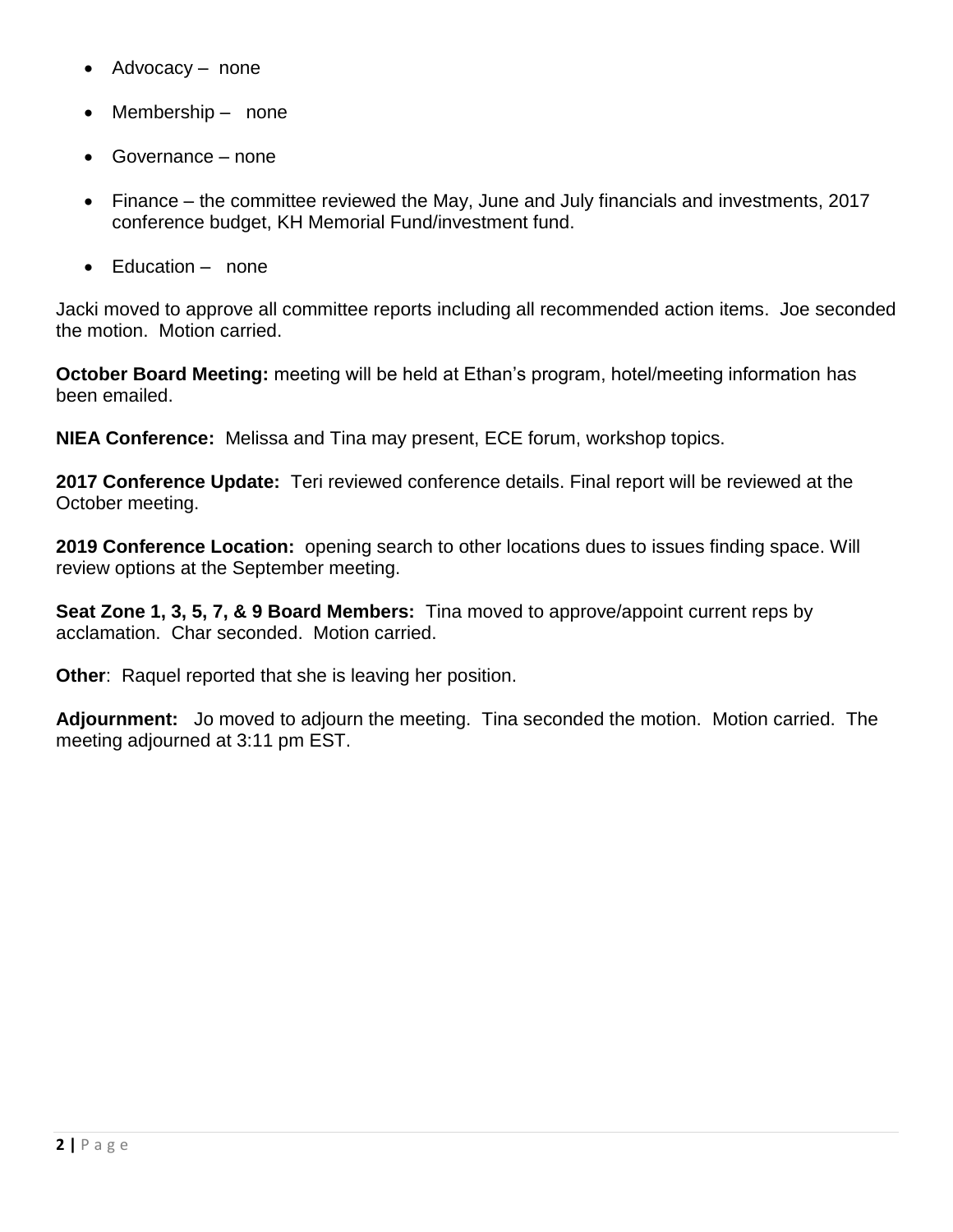- Advocacy – none
- Membership – none
- Governance – none
- Finance – the committee reviewed the May, June and July financials and investments, 2017 conference budget, KH Memorial Fund/investment fund.
- Education – none

Jacki moved to approve all committee reports including all recommended action items. Joe seconded the motion. Motion carried.

**October Board Meeting:** meeting will be held at Ethan's program, hotel/meeting information has been emailed.

**NIEA Conference:** Melissa and Tina may present, ECE forum, workshop topics.

**2017 Conference Update:** Teri reviewed conference details. Final report will be reviewed at the October meeting.

**2019 Conference Location:** opening search to other locations dues to issues finding space. Will review options at the September meeting.

**Seat Zone 1, 3, 5, 7, & 9 Board Members:** Tina moved to approve/appoint current reps by acclamation. Char seconded. Motion carried.

**Other**: Raquel reported that she is leaving her position.

**Adjournment:** Jo moved to adjourn the meeting. Tina seconded the motion. Motion carried. The meeting adjourned at 3:11 pm EST.